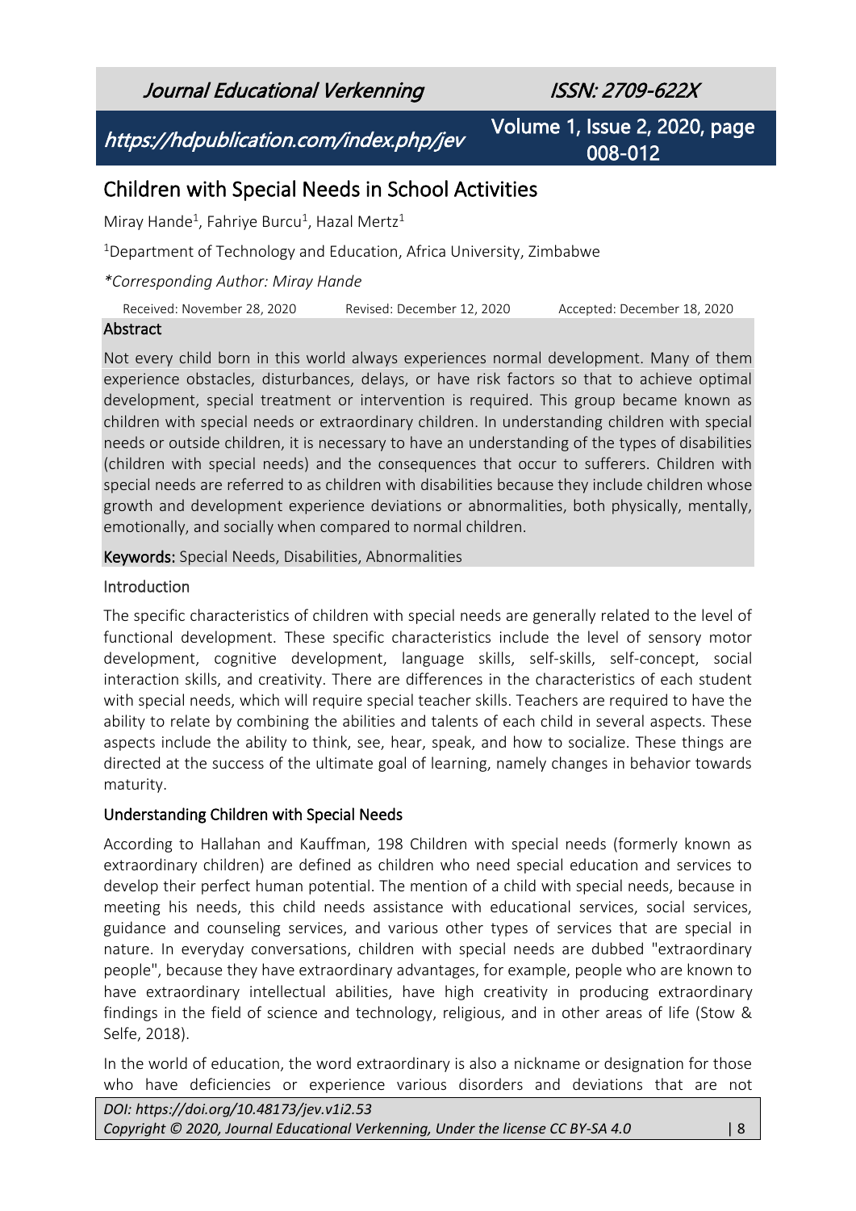# Children with Special Needs in School Activities

Miray Hande[1], Fahriye Burcu[1], Hazal Mertz[1]

[1]Department of Technology and Education, Africa University, Zimbabwe

*\*Corresponding Author: Miray Hande*

Received: November 28, 2020 Revised: December 12, 2020 Accepted: December 18, 2020

## Abstract

Not every child born in this world always experiences normal development. Many of them experience obstacles, disturbances, delays, or have risk factors so that to achieve optimal development, special treatment or intervention is required. This group became known as children with special needs or extraordinary children. In understanding children with special needs or outside children, it is necessary to have an understanding of the types of disabilities (children with special needs) and the consequences that occur to sufferers. Children with special needs are referred to as children with disabilities because they include children whose growth and development experience deviations or abnormalities, both physically, mentally, emotionally, and socially when compared to normal children.

**Keywords:** Special Needs, Disabilities, Abnormalities

## Introduction

The specific characteristics of children with special needs are generally related to the level of functional development. These specific characteristics include the level of sensory motor development, cognitive development, language skills, self-skills, self-concept, social interaction skills, and creativity. There are differences in the characteristics of each student with special needs, which will require special teacher skills. Teachers are required to have the ability to relate by combining the abilities and talents of each child in several aspects. These aspects include the ability to think, see, hear, speak, and how to socialize. These things are directed at the success of the ultimate goal of learning, namely changes in behavior towards maturity.

## Understanding Children with Special Needs

According to Hallahan and Kauffman, 198 Children with special needs (formerly known as extraordinary children) are defined as children who need special education and services to develop their perfect human potential. The mention of a child with special needs, because in meeting his needs, this child needs assistance with educational services, social services, guidance and counseling services, and various other types of services that are special in nature. In everyday conversations, children with special needs are dubbed "extraordinary people", because they have extraordinary advantages, for example, people who are known to have extraordinary intellectual abilities, have high creativity in producing extraordinary findings in the field of science and technology, religious, and in other areas of life (Stow & Selfe, 2018).

In the world of education, the word extraordinary is also a nickname or designation for those who have deficiencies or experience various disorders and deviations that are not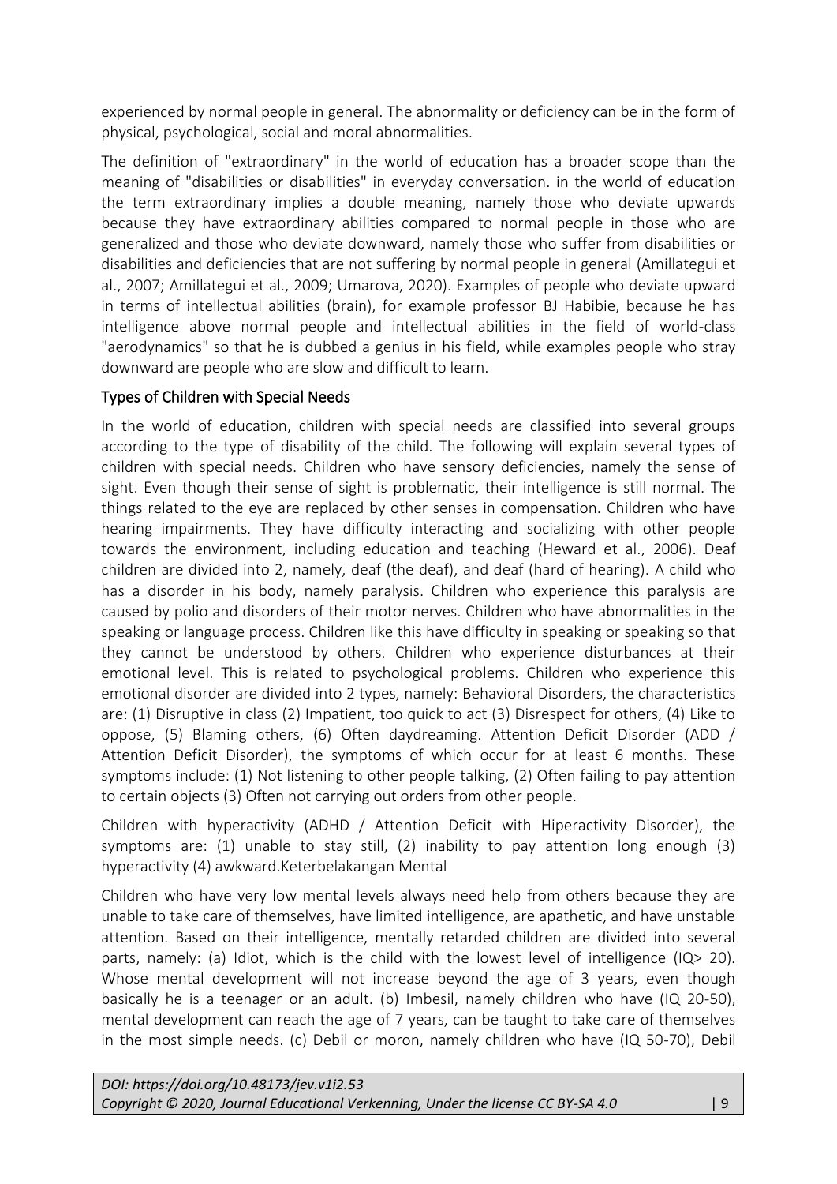experienced by normal people in general. The abnormality or deficiency can be in the form of physical, psychological, social and moral abnormalities.

The definition of "extraordinary" in the world of education has a broader scope than the meaning of "disabilities or disabilities" in everyday conversation. in the world of education the term extraordinary implies a double meaning, namely those who deviate upwards because they have extraordinary abilities compared to normal people in those who are generalized and those who deviate downward, namely those who suffer from disabilities or disabilities and deficiencies that are not suffering by normal people in general (Amillategui et al., 2007; Amillategui et al., 2009; Umarova, 2020). Examples of people who deviate upward in terms of intellectual abilities (brain), for example professor BJ Habibie, because he has intelligence above normal people and intellectual abilities in the field of world-class "aerodynamics" so that he is dubbed a genius in his field, while examples people who stray downward are people who are slow and difficult to learn.

## Types of Children with Special Needs

In the world of education, children with special needs are classified into several groups according to the type of disability of the child. The following will explain several types of children with special needs. Children who have sensory deficiencies, namely the sense of sight. Even though their sense of sight is problematic, their intelligence is still normal. The things related to the eye are replaced by other senses in compensation. Children who have hearing impairments. They have difficulty interacting and socializing with other people towards the environment, including education and teaching (Heward et al., 2006). Deaf children are divided into 2, namely, deaf (the deaf), and deaf (hard of hearing). A child who has a disorder in his body, namely paralysis. Children who experience this paralysis are caused by polio and disorders of their motor nerves. Children who have abnormalities in the speaking or language process. Children like this have difficulty in speaking or speaking so that they cannot be understood by others. Children who experience disturbances at their emotional level. This is related to psychological problems. Children who experience this emotional disorder are divided into 2 types, namely: Behavioral Disorders, the characteristics are: (1) Disruptive in class (2) Impatient, too quick to act (3) Disrespect for others, (4) Like to oppose, (5) Blaming others, (6) Often daydreaming. Attention Deficit Disorder (ADD / Attention Deficit Disorder), the symptoms of which occur for at least 6 months. These symptoms include: (1) Not listening to other people talking, (2) Often failing to pay attention to certain objects (3) Often not carrying out orders from other people.

Children with hyperactivity (ADHD / Attention Deficit with Hiperactivity Disorder), the symptoms are: (1) unable to stay still, (2) inability to pay attention long enough (3) hyperactivity (4) awkward.Keterbelakangan Mental

Children who have very low mental levels always need help from others because they are unable to take care of themselves, have limited intelligence, are apathetic, and have unstable attention. Based on their intelligence, mentally retarded children are divided into several parts, namely: (a) Idiot, which is the child with the lowest level of intelligence (IQ> 20). Whose mental development will not increase beyond the age of 3 years, even though basically he is a teenager or an adult. (b) Imbesil, namely children who have (IQ 20-50), mental development can reach the age of 7 years, can be taught to take care of themselves in the most simple needs. (c) Debil or moron, namely children who have (IQ 50-70), Debil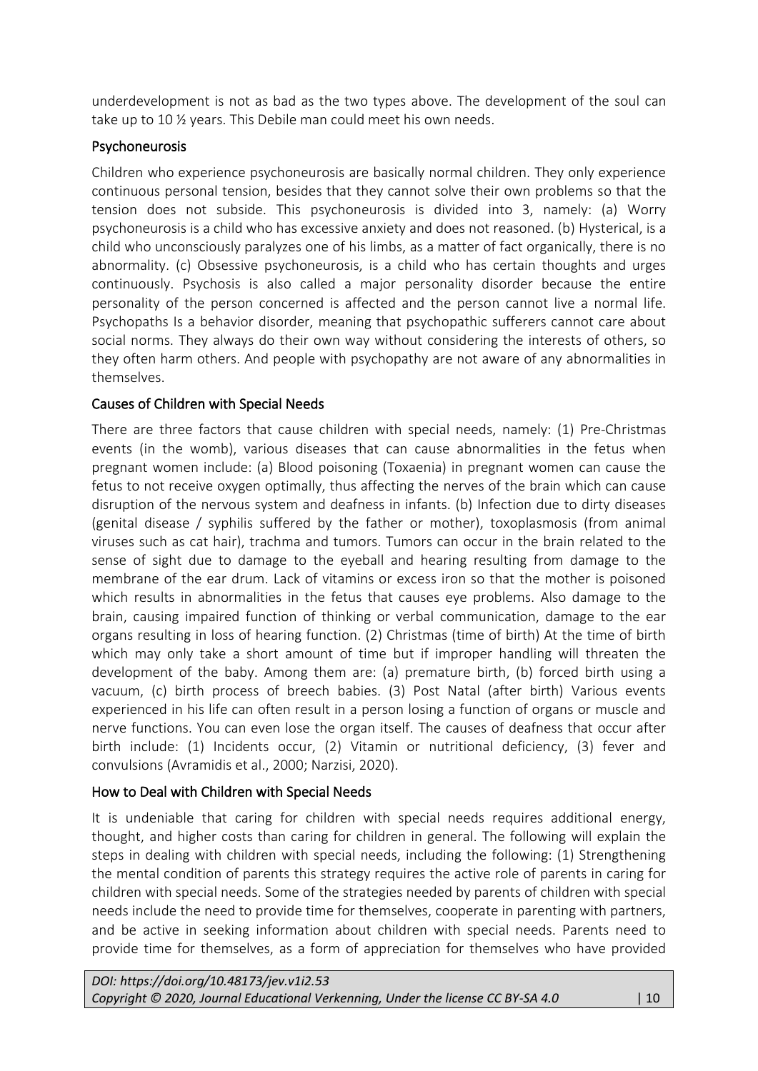underdevelopment is not as bad as the two types above. The development of the soul can take up to 10 ½ years. This Debile man could meet his own needs.

### Psychoneurosis

Children who experience psychoneurosis are basically normal children. They only experience continuous personal tension, besides that they cannot solve their own problems so that the tension does not subside. This psychoneurosis is divided into 3, namely: (a) Worry psychoneurosis is a child who has excessive anxiety and does not reasoned. (b) Hysterical, is a child who unconsciously paralyzes one of his limbs, as a matter of fact organically, there is no abnormality. (c) Obsessive psychoneurosis, is a child who has certain thoughts and urges continuously. Psychosis is also called a major personality disorder because the entire personality of the person concerned is affected and the person cannot live a normal life. Psychopaths Is a behavior disorder, meaning that psychopathic sufferers cannot care about social norms. They always do their own way without considering the interests of others, so they often harm others. And people with psychopathy are not aware of any abnormalities in themselves.

### Causes of Children with Special Needs

There are three factors that cause children with special needs, namely: (1) Pre-Christmas events (in the womb), various diseases that can cause abnormalities in the fetus when pregnant women include: (a) Blood poisoning (Toxaenia) in pregnant women can cause the fetus to not receive oxygen optimally, thus affecting the nerves of the brain which can cause disruption of the nervous system and deafness in infants. (b) Infection due to dirty diseases (genital disease / syphilis suffered by the father or mother), toxoplasmosis (from animal viruses such as cat hair), trachma and tumors. Tumors can occur in the brain related to the sense of sight due to damage to the eyeball and hearing resulting from damage to the membrane of the ear drum. Lack of vitamins or excess iron so that the mother is poisoned which results in abnormalities in the fetus that causes eye problems. Also damage to the brain, causing impaired function of thinking or verbal communication, damage to the ear organs resulting in loss of hearing function. (2) Christmas (time of birth) At the time of birth which may only take a short amount of time but if improper handling will threaten the development of the baby. Among them are: (a) premature birth, (b) forced birth using a vacuum, (c) birth process of breech babies. (3) Post Natal (after birth) Various events experienced in his life can often result in a person losing a function of organs or muscle and nerve functions. You can even lose the organ itself. The causes of deafness that occur after birth include: (1) Incidents occur, (2) Vitamin or nutritional deficiency, (3) fever and convulsions (Avramidis et al., 2000; Narzisi, 2020).

### How to Deal with Children with Special Needs

It is undeniable that caring for children with special needs requires additional energy, thought, and higher costs than caring for children in general. The following will explain the steps in dealing with children with special needs, including the following: (1) Strengthening the mental condition of parents this strategy requires the active role of parents in caring for children with special needs. Some of the strategies needed by parents of children with special needs include the need to provide time for themselves, cooperate in parenting with partners, and be active in seeking information about children with special needs. Parents need to provide time for themselves, as a form of appreciation for themselves who have provided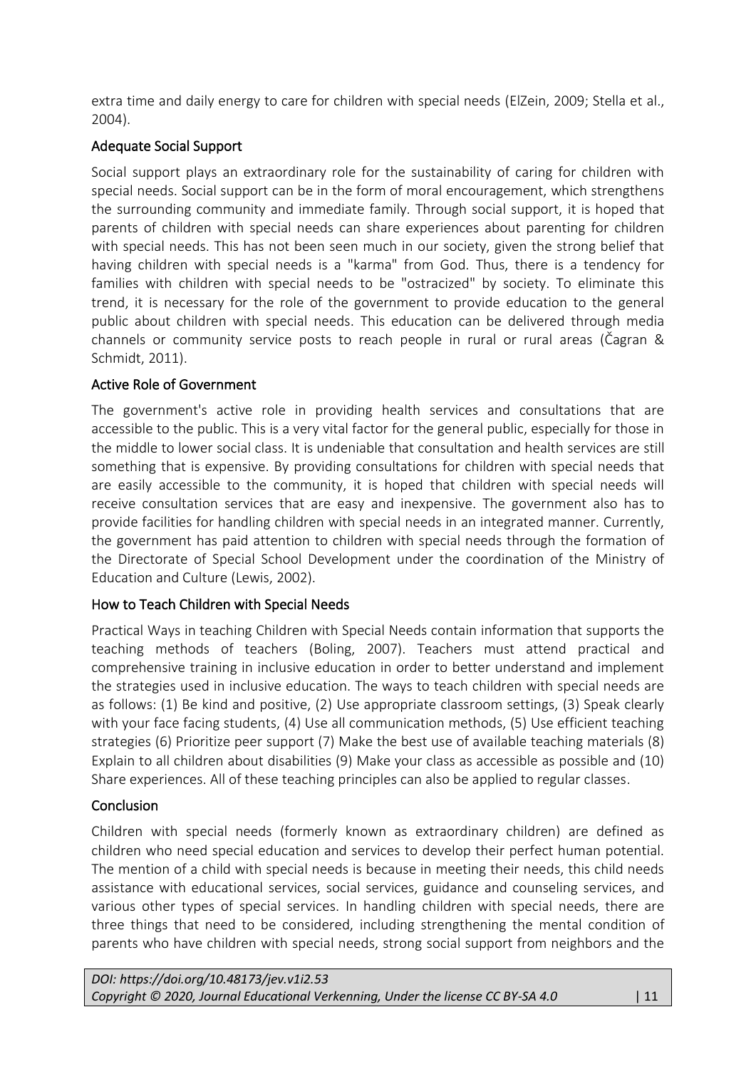extra time and daily energy to care for children with special needs (ElZein, 2009; Stella et al., 2004).

## Adequate Social Support

Social support plays an extraordinary role for the sustainability of caring for children with special needs. Social support can be in the form of moral encouragement, which strengthens the surrounding community and immediate family. Through social support, it is hoped that parents of children with special needs can share experiences about parenting for children with special needs. This has not been seen much in our society, given the strong belief that having children with special needs is a "karma" from God. Thus, there is a tendency for families with children with special needs to be "ostracized" by society. To eliminate this trend, it is necessary for the role of the government to provide education to the general public about children with special needs. This education can be delivered through media channels or community service posts to reach people in rural or rural areas (Čagran & Schmidt, 2011).

## Active Role of Government

The government's active role in providing health services and consultations that are accessible to the public. This is a very vital factor for the general public, especially for those in the middle to lower social class. It is undeniable that consultation and health services are still something that is expensive. By providing consultations for children with special needs that are easily accessible to the community, it is hoped that children with special needs will receive consultation services that are easy and inexpensive. The government also has to provide facilities for handling children with special needs in an integrated manner. Currently, the government has paid attention to children with special needs through the formation of the Directorate of Special School Development under the coordination of the Ministry of Education and Culture (Lewis, 2002).

## How to Teach Children with Special Needs

Practical Ways in teaching Children with Special Needs contain information that supports the teaching methods of teachers (Boling, 2007). Teachers must attend practical and comprehensive training in inclusive education in order to better understand and implement the strategies used in inclusive education. The ways to teach children with special needs are as follows: (1) Be kind and positive, (2) Use appropriate classroom settings, (3) Speak clearly with your face facing students, (4) Use all communication methods, (5) Use efficient teaching strategies (6) Prioritize peer support (7) Make the best use of available teaching materials (8) Explain to all children about disabilities (9) Make your class as accessible as possible and (10) Share experiences. All of these teaching principles can also be applied to regular classes.

## Conclusion

Children with special needs (formerly known as extraordinary children) are defined as children who need special education and services to develop their perfect human potential. The mention of a child with special needs is because in meeting their needs, this child needs assistance with educational services, social services, guidance and counseling services, and various other types of special services. In handling children with special needs, there are three things that need to be considered, including strengthening the mental condition of parents who have children with special needs, strong social support from neighbors and the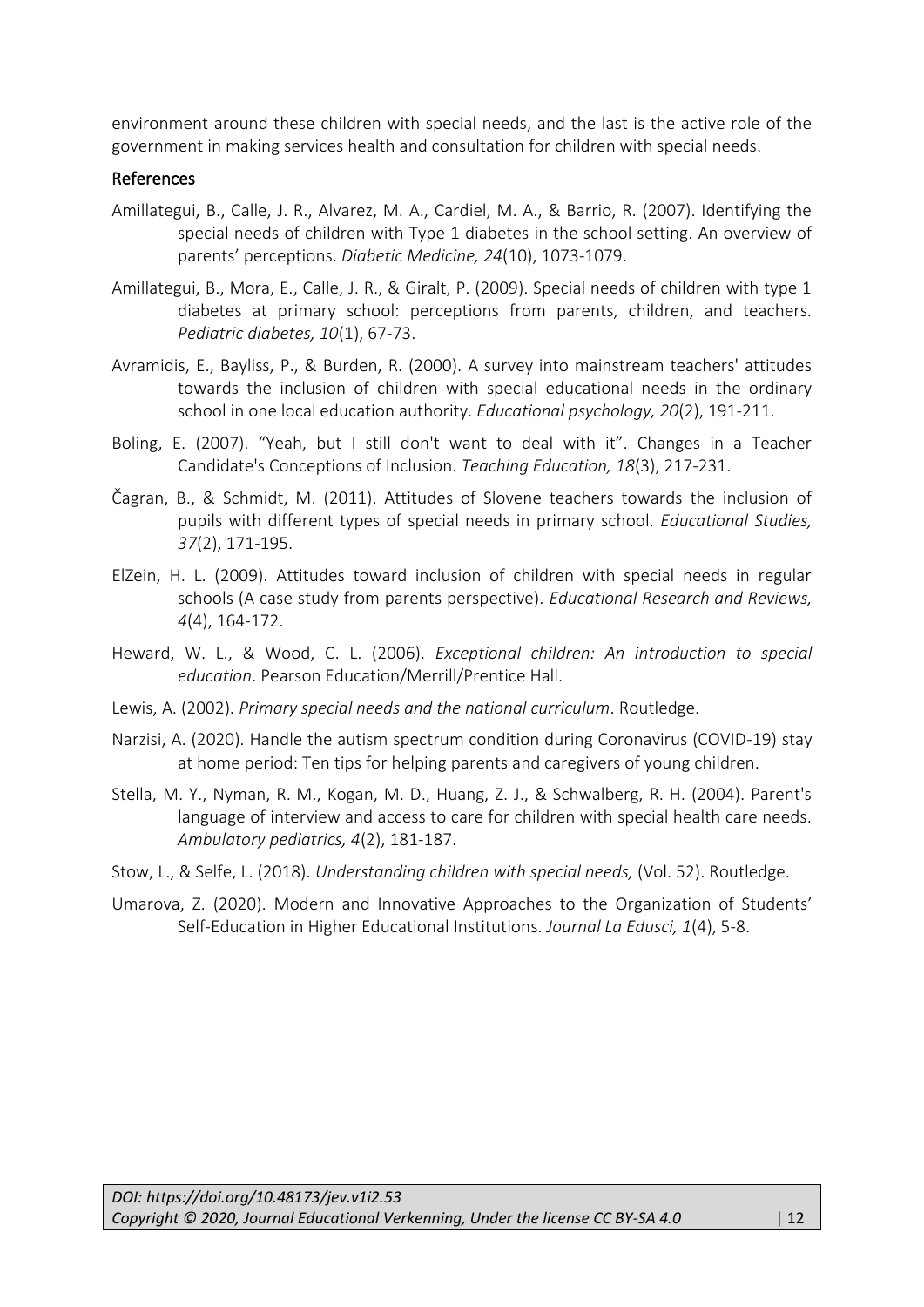environment around these children with special needs, and the last is the active role of the government in making services health and consultation for children with special needs.

## References

Amillategui, B., Calle, J. R., Alvarez, M. A., Cardiel, M. A., & Barrio, R. (2007). Identifying the special needs of children with Type 1 diabetes in the school setting. An overview of parents' perceptions. *Diabetic Medicine, 24*(10), 1073-1079.

Amillategui, B., Mora, E., Calle, J. R., & Giralt, P. (2009). Special needs of children with type 1 diabetes at primary school: perceptions from parents, children, and teachers. *Pediatric diabetes, 10*(1), 67-73.

Avramidis, E., Bayliss, P., & Burden, R. (2000). A survey into mainstream teachers' attitudes towards the inclusion of children with special educational needs in the ordinary school in one local education authority. *Educational psychology, 20*(2), 191-211.

Boling, E. (2007). "Yeah, but I still don't want to deal with it". Changes in a Teacher Candidate's Conceptions of Inclusion. *Teaching Education, 18*(3), 217-231.

Čagran, B., & Schmidt, M. (2011). Attitudes of Slovene teachers towards the inclusion of pupils with different types of special needs in primary school. *Educational Studies, 37*(2), 171-195.

ElZein, H. L. (2009). Attitudes toward inclusion of children with special needs in regular schools (A case study from parents perspective). *Educational Research and Reviews, 4*(4), 164-172.

Heward, W. L., & Wood, C. L. (2006). *Exceptional children: An introduction to special education*. Pearson Education/Merrill/Prentice Hall.

Lewis, A. (2002). *Primary special needs and the national curriculum*. Routledge.

Narzisi, A. (2020). Handle the autism spectrum condition during Coronavirus (COVID-19) stay at home period: Ten tips for helping parents and caregivers of young children.

Stella, M. Y., Nyman, R. M., Kogan, M. D., Huang, Z. J., & Schwalberg, R. H. (2004). Parent's language of interview and access to care for children with special health care needs. *Ambulatory pediatrics, 4*(2), 181-187.

Stow, L., & Selfe, L. (2018). *Understanding children with special needs,* (Vol. 52). Routledge.

Umarova, Z. (2020). Modern and Innovative Approaches to the Organization of Students' Self-Education in Higher Educational Institutions. *Journal La Edusci, 1*(4), 5-8.